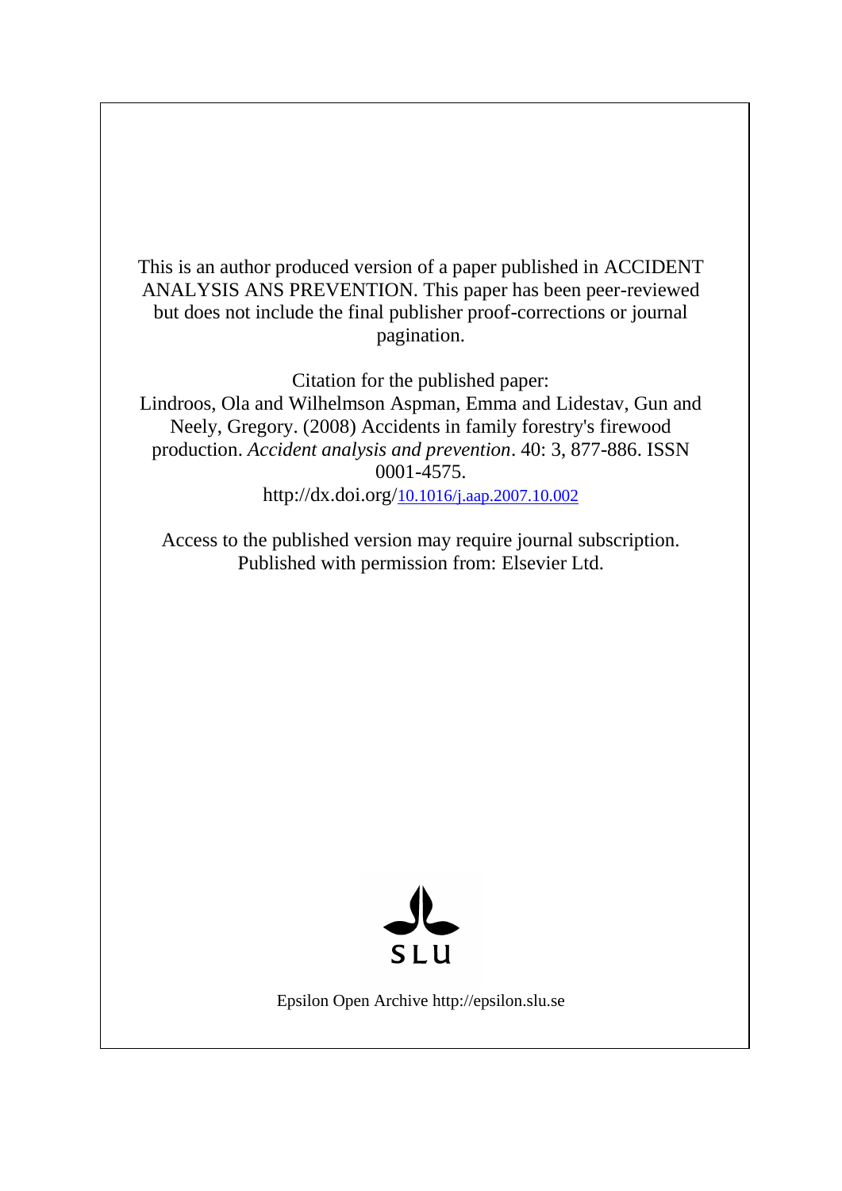This is an author produced version of a paper published in ACCIDENT ANALYSIS ANS PREVENTION. This paper has been peer-reviewed but does not include the final publisher proof-corrections or journal pagination.

Citation for the published paper:
Lindroos, Ola and Wilhelmson Aspman, Emma and Lidestav, Gun and Neely, Gregory. (2008) Accidents in family forestry's firewood production. *Accident analysis and prevention*. 40: 3, 877-886. ISSN 0001-4575.
http://dx.doi.org/10.1016/j.aap.2007.10.002

Access to the published version may require journal subscription.
Published with permission from: Elsevier Ltd.

SLU

Epsilon Open Archive http://epsilon.slu.se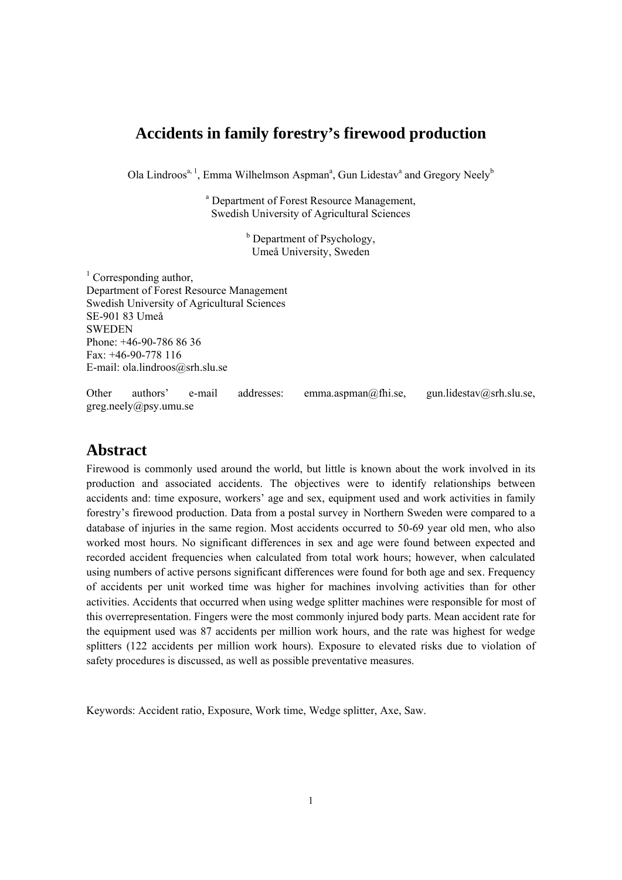# Accidents in family forestry's firewood production

Ola Lindroos[a, 1], Emma Wilhelmson Aspman[a], Gun Lidestav[a] and Gregory Neely[b]

[a] Department of Forest Resource Management,
Swedish University of Agricultural Sciences

[b] Department of Psychology,
Umeå University, Sweden

[1] Corresponding author,
Department of Forest Resource Management
Swedish University of Agricultural Sciences
SE-901 83 Umeå
SWEDEN
Phone: +46-90-786 86 36
Fax: +46-90-778 116
E-mail: ola.lindroos@srh.slu.se

Other authors' e-mail addresses: emma.aspman@fhi.se, gun.lidestav@srh.slu.se, greg.neely@psy.umu.se

## Abstract

Firewood is commonly used around the world, but little is known about the work involved in its production and associated accidents. The objectives were to identify relationships between accidents and: time exposure, workers' age and sex, equipment used and work activities in family forestry's firewood production. Data from a postal survey in Northern Sweden were compared to a database of injuries in the same region. Most accidents occurred to 50-69 year old men, who also worked most hours. No significant differences in sex and age were found between expected and recorded accident frequencies when calculated from total work hours; however, when calculated using numbers of active persons significant differences were found for both age and sex. Frequency of accidents per unit worked time was higher for machines involving activities than for other activities. Accidents that occurred when using wedge splitter machines were responsible for most of this overrepresentation. Fingers were the most commonly injured body parts. Mean accident rate for the equipment used was 87 accidents per million work hours, and the rate was highest for wedge splitters (122 accidents per million work hours). Exposure to elevated risks due to violation of safety procedures is discussed, as well as possible preventative measures.

Keywords: Accident ratio, Exposure, Work time, Wedge splitter, Axe, Saw.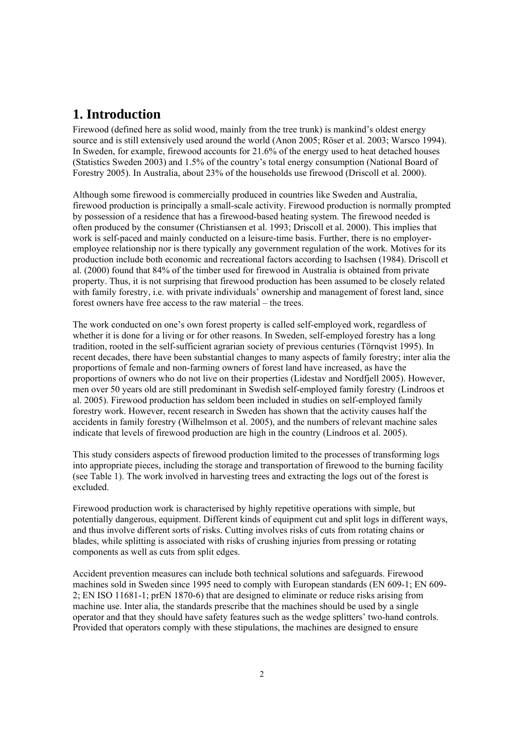# 1. Introduction

Firewood (defined here as solid wood, mainly from the tree trunk) is mankind's oldest energy source and is still extensively used around the world (Anon 2005; Röser et al. 2003; Warsco 1994). In Sweden, for example, firewood accounts for 21.6% of the energy used to heat detached houses (Statistics Sweden 2003) and 1.5% of the country's total energy consumption (National Board of Forestry 2005). In Australia, about 23% of the households use firewood (Driscoll et al. 2000).

Although some firewood is commercially produced in countries like Sweden and Australia, firewood production is principally a small-scale activity. Firewood production is normally prompted by possession of a residence that has a firewood-based heating system. The firewood needed is often produced by the consumer (Christiansen et al. 1993; Driscoll et al. 2000). This implies that work is self-paced and mainly conducted on a leisure-time basis. Further, there is no employer-employee relationship nor is there typically any government regulation of the work. Motives for its production include both economic and recreational factors according to Isachsen (1984). Driscoll et al. (2000) found that 84% of the timber used for firewood in Australia is obtained from private property. Thus, it is not surprising that firewood production has been assumed to be closely related with family forestry, i.e. with private individuals' ownership and management of forest land, since forest owners have free access to the raw material – the trees.

The work conducted on one's own forest property is called self-employed work, regardless of whether it is done for a living or for other reasons. In Sweden, self-employed forestry has a long tradition, rooted in the self-sufficient agrarian society of previous centuries (Törnqvist 1995). In recent decades, there have been substantial changes to many aspects of family forestry; inter alia the proportions of female and non-farming owners of forest land have increased, as have the proportions of owners who do not live on their properties (Lidestav and Nordfjell 2005). However, men over 50 years old are still predominant in Swedish self-employed family forestry (Lindroos et al. 2005). Firewood production has seldom been included in studies on self-employed family forestry work. However, recent research in Sweden has shown that the activity causes half the accidents in family forestry (Wilhelmson et al. 2005), and the numbers of relevant machine sales indicate that levels of firewood production are high in the country (Lindroos et al. 2005).

This study considers aspects of firewood production limited to the processes of transforming logs into appropriate pieces, including the storage and transportation of firewood to the burning facility (see Table 1). The work involved in harvesting trees and extracting the logs out of the forest is excluded.

Firewood production work is characterised by highly repetitive operations with simple, but potentially dangerous, equipment. Different kinds of equipment cut and split logs in different ways, and thus involve different sorts of risks. Cutting involves risks of cuts from rotating chains or blades, while splitting is associated with risks of crushing injuries from pressing or rotating components as well as cuts from split edges.

Accident prevention measures can include both technical solutions and safeguards. Firewood machines sold in Sweden since 1995 need to comply with European standards (EN 609-1; EN 609-2; EN ISO 11681-1; prEN 1870-6) that are designed to eliminate or reduce risks arising from machine use. Inter alia, the standards prescribe that the machines should be used by a single operator and that they should have safety features such as the wedge splitters' two-hand controls. Provided that operators comply with these stipulations, the machines are designed to ensure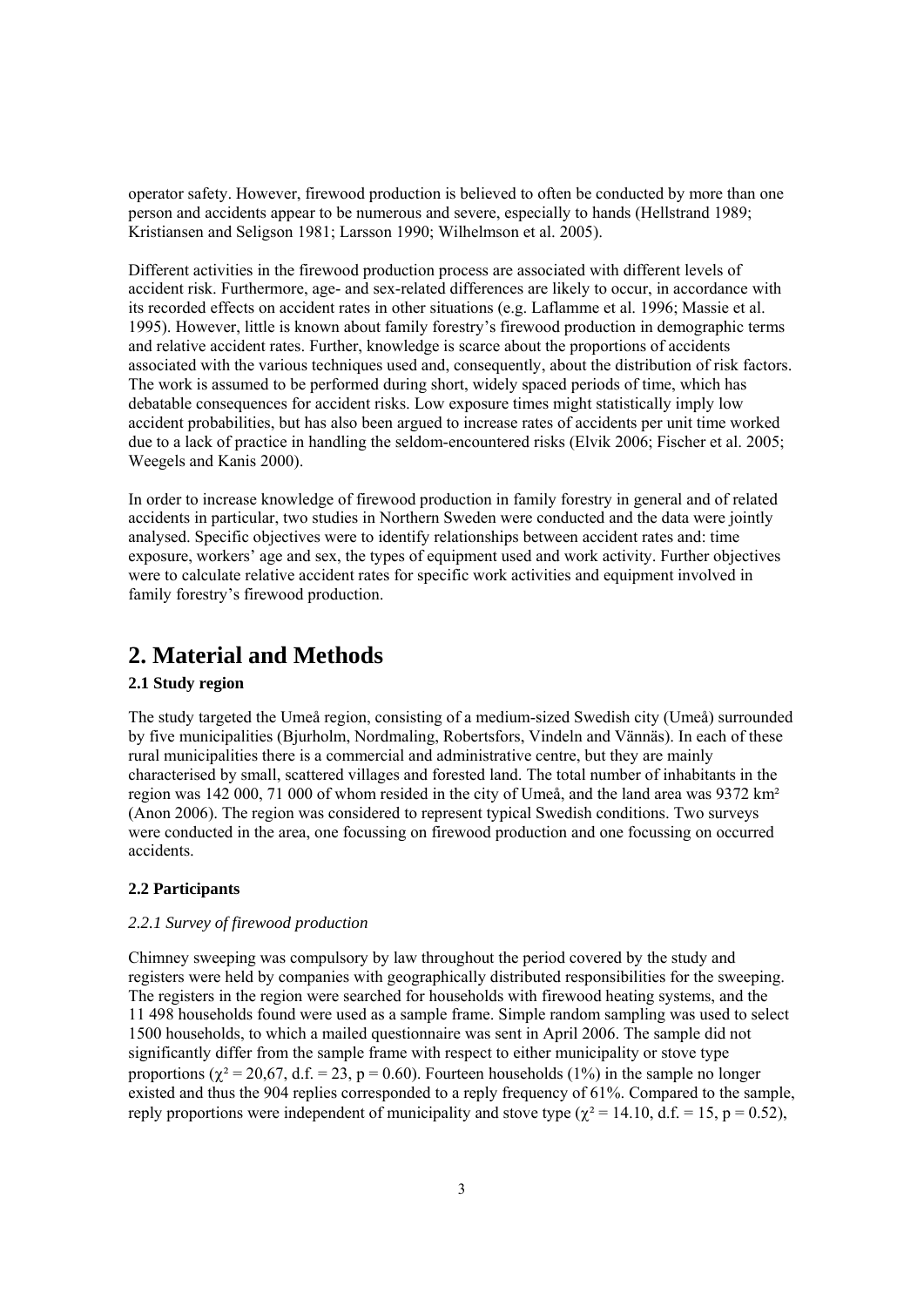operator safety. However, firewood production is believed to often be conducted by more than one person and accidents appear to be numerous and severe, especially to hands (Hellstrand 1989; Kristiansen and Seligson 1981; Larsson 1990; Wilhelmson et al. 2005).

Different activities in the firewood production process are associated with different levels of accident risk. Furthermore, age- and sex-related differences are likely to occur, in accordance with its recorded effects on accident rates in other situations (e.g. Laflamme et al. 1996; Massie et al. 1995). However, little is known about family forestry's firewood production in demographic terms and relative accident rates. Further, knowledge is scarce about the proportions of accidents associated with the various techniques used and, consequently, about the distribution of risk factors. The work is assumed to be performed during short, widely spaced periods of time, which has debatable consequences for accident risks. Low exposure times might statistically imply low accident probabilities, but has also been argued to increase rates of accidents per unit time worked due to a lack of practice in handling the seldom-encountered risks (Elvik 2006; Fischer et al. 2005; Weegels and Kanis 2000).

In order to increase knowledge of firewood production in family forestry in general and of related accidents in particular, two studies in Northern Sweden were conducted and the data were jointly analysed. Specific objectives were to identify relationships between accident rates and: time exposure, workers' age and sex, the types of equipment used and work activity. Further objectives were to calculate relative accident rates for specific work activities and equipment involved in family forestry's firewood production.

# 2. Material and Methods

### 2.1 Study region

The study targeted the Umeå region, consisting of a medium-sized Swedish city (Umeå) surrounded by five municipalities (Bjurholm, Nordmaling, Robertsfors, Vindeln and Vännäs). In each of these rural municipalities there is a commercial and administrative centre, but they are mainly characterised by small, scattered villages and forested land. The total number of inhabitants in the region was 142 000, 71 000 of whom resided in the city of Umeå, and the land area was 9372 km² (Anon 2006). The region was considered to represent typical Swedish conditions. Two surveys were conducted in the area, one focussing on firewood production and one focussing on occurred accidents.

### 2.2 Participants

#### *2.2.1 Survey of firewood production*

Chimney sweeping was compulsory by law throughout the period covered by the study and registers were held by companies with geographically distributed responsibilities for the sweeping. The registers in the region were searched for households with firewood heating systems, and the 11 498 households found were used as a sample frame. Simple random sampling was used to select 1500 households, to which a mailed questionnaire was sent in April 2006. The sample did not significantly differ from the sample frame with respect to either municipality or stove type proportions ($\chi^2 = 20{,}67$, d.f. = 23, $p = 0.60$). Fourteen households (1%) in the sample no longer existed and thus the 904 replies corresponded to a reply frequency of 61%. Compared to the sample, reply proportions were independent of municipality and stove type ($\chi^2 = 14.10$, d.f. = 15, $p = 0.52$),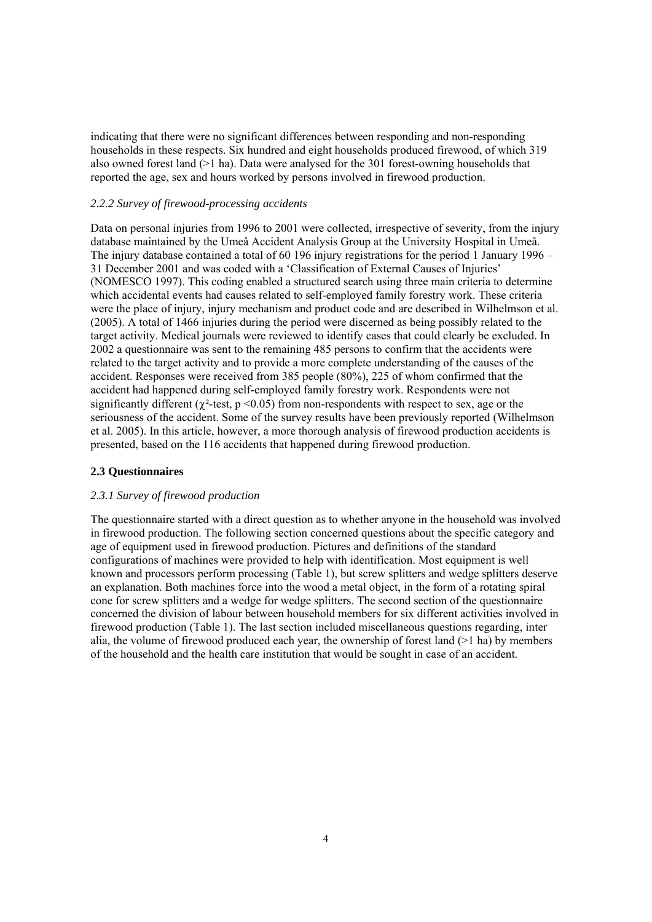indicating that there were no significant differences between responding and non-responding households in these respects. Six hundred and eight households produced firewood, of which 319 also owned forest land (>1 ha). Data were analysed for the 301 forest-owning households that reported the age, sex and hours worked by persons involved in firewood production.

### *2.2.2 Survey of firewood-processing accidents*

Data on personal injuries from 1996 to 2001 were collected, irrespective of severity, from the injury database maintained by the Umeå Accident Analysis Group at the University Hospital in Umeå. The injury database contained a total of 60 196 injury registrations for the period 1 January 1996 – 31 December 2001 and was coded with a 'Classification of External Causes of Injuries' (NOMESCO 1997). This coding enabled a structured search using three main criteria to determine which accidental events had causes related to self-employed family forestry work. These criteria were the place of injury, injury mechanism and product code and are described in Wilhelmson et al. (2005). A total of 1466 injuries during the period were discerned as being possibly related to the target activity. Medical journals were reviewed to identify cases that could clearly be excluded. In 2002 a questionnaire was sent to the remaining 485 persons to confirm that the accidents were related to the target activity and to provide a more complete understanding of the causes of the accident. Responses were received from 385 people (80%), 225 of whom confirmed that the accident had happened during self-employed family forestry work. Respondents were not significantly different ($\chi^2$-test, $p < 0.05$) from non-respondents with respect to sex, age or the seriousness of the accident. Some of the survey results have been previously reported (Wilhelmson et al. 2005). In this article, however, a more thorough analysis of firewood production accidents is presented, based on the 116 accidents that happened during firewood production.

## **2.3 Questionnaires**

### *2.3.1 Survey of firewood production*

The questionnaire started with a direct question as to whether anyone in the household was involved in firewood production. The following section concerned questions about the specific category and age of equipment used in firewood production. Pictures and definitions of the standard configurations of machines were provided to help with identification. Most equipment is well known and processors perform processing (Table 1), but screw splitters and wedge splitters deserve an explanation. Both machines force into the wood a metal object, in the form of a rotating spiral cone for screw splitters and a wedge for wedge splitters. The second section of the questionnaire concerned the division of labour between household members for six different activities involved in firewood production (Table 1). The last section included miscellaneous questions regarding, inter alia, the volume of firewood produced each year, the ownership of forest land (>1 ha) by members of the household and the health care institution that would be sought in case of an accident.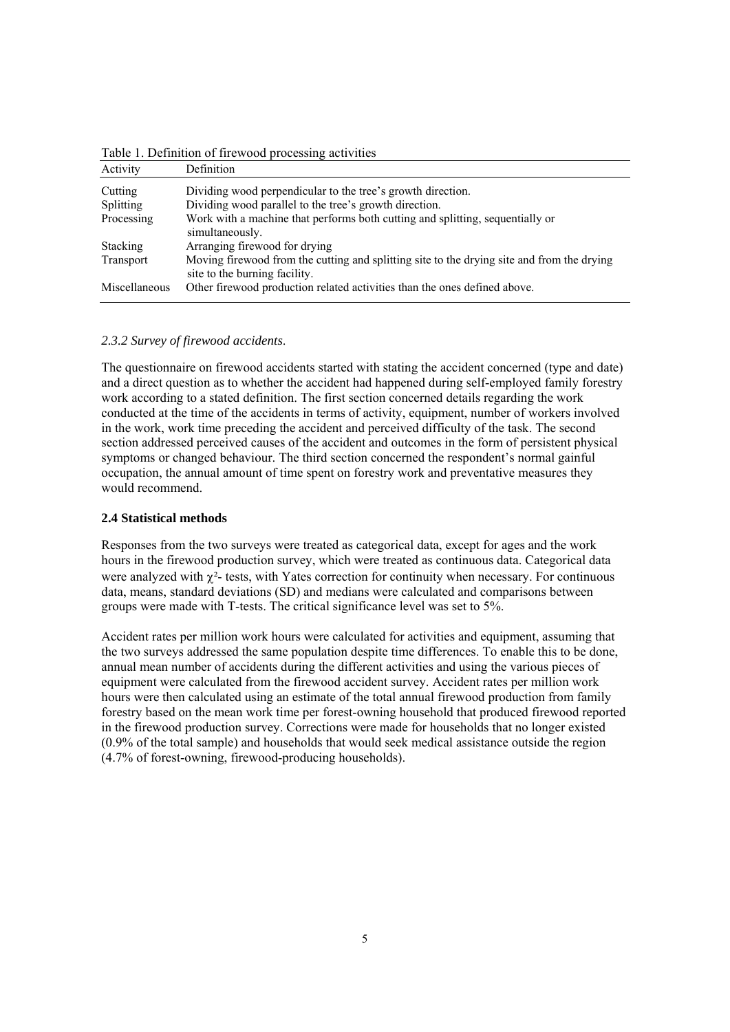Table 1. Definition of firewood processing activities

| Activity | Definition |
|---|---|
| Cutting | Dividing wood perpendicular to the tree's growth direction. |
| Splitting | Dividing wood parallel to the tree's growth direction. |
| Processing | Work with a machine that performs both cutting and splitting, sequentially or simultaneously. |
| Stacking | Arranging firewood for drying |
| Transport | Moving firewood from the cutting and splitting site to the drying site and from the drying site to the burning facility. |
| Miscellaneous | Other firewood production related activities than the ones defined above. |

### *2.3.2 Survey of firewood accidents.*

The questionnaire on firewood accidents started with stating the accident concerned (type and date) and a direct question as to whether the accident had happened during self-employed family forestry work according to a stated definition. The first section concerned details regarding the work conducted at the time of the accidents in terms of activity, equipment, number of workers involved in the work, work time preceding the accident and perceived difficulty of the task. The second section addressed perceived causes of the accident and outcomes in the form of persistent physical symptoms or changed behaviour. The third section concerned the respondent's normal gainful occupation, the annual amount of time spent on forestry work and preventative measures they would recommend.

## 2.4 Statistical methods

Responses from the two surveys were treated as categorical data, except for ages and the work hours in the firewood production survey, which were treated as continuous data. Categorical data were analyzed with $\chi^2$- tests, with Yates correction for continuity when necessary. For continuous data, means, standard deviations (SD) and medians were calculated and comparisons between groups were made with T-tests. The critical significance level was set to 5%.

Accident rates per million work hours were calculated for activities and equipment, assuming that the two surveys addressed the same population despite time differences. To enable this to be done, annual mean number of accidents during the different activities and using the various pieces of equipment were calculated from the firewood accident survey. Accident rates per million work hours were then calculated using an estimate of the total annual firewood production from family forestry based on the mean work time per forest-owning household that produced firewood reported in the firewood production survey. Corrections were made for households that no longer existed (0.9% of the total sample) and households that would seek medical assistance outside the region (4.7% of forest-owning, firewood-producing households).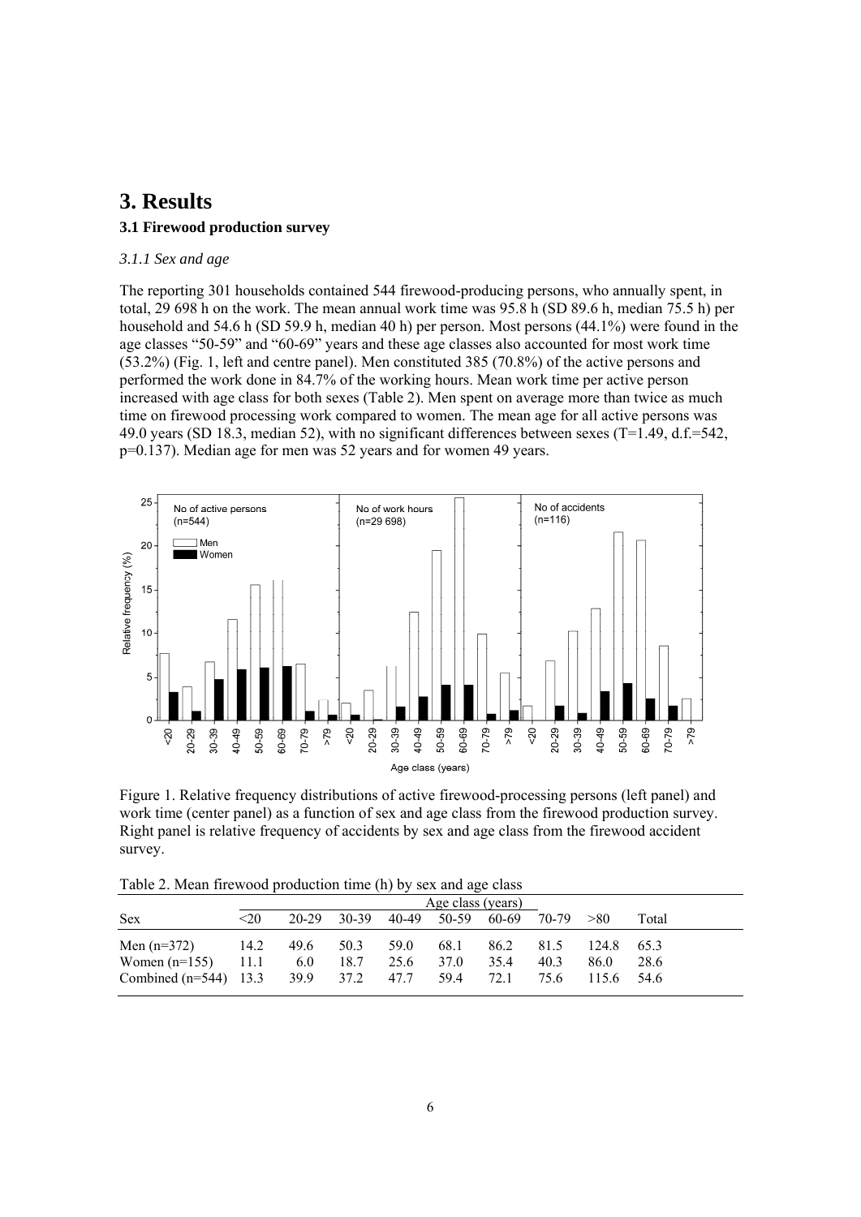# 3. Results

### 3.1 Firewood production survey

*3.1.1 Sex and age*

The reporting 301 households contained 544 firewood-producing persons, who annually spent, in total, 29 698 h on the work. The mean annual work time was 95.8 h (SD 89.6 h, median 75.5 h) per household and 54.6 h (SD 59.9 h, median 40 h) per person. Most persons (44.1%) were found in the age classes "50-59" and "60-69" years and these age classes also accounted for most work time (53.2%) (Fig. 1, left and centre panel). Men constituted 385 (70.8%) of the active persons and performed the work done in 84.7% of the working hours. Mean work time per active person increased with age class for both sexes (Table 2). Men spent on average more than twice as much time on firewood processing work compared to women. The mean age for all active persons was 49.0 years (SD 18.3, median 52), with no significant differences between sexes ($T=1.49$, d.f.=542, $p=0.137$). Median age for men was 52 years and for women 49 years.

Figure 1. Relative frequency distributions of active firewood-processing persons (left panel) and work time (center panel) as a function of sex and age class from the firewood production survey. Right panel is relative frequency of accidents by sex and age class from the firewood accident survey.

Table 2. Mean firewood production time (h) by sex and age class

| Sex | Age class (years) | | | | | | | | |
|---|---|---|---|---|---|---|---|---|---|
| | <20 | 20-29 | 30-39 | 40-49 | 50-59 | 60-69 | 70-79 | >80 | Total |
| Men (n=372) | 14.2 | 49.6 | 50.3 | 59.0 | 68.1 | 86.2 | 81.5 | 124.8 | 65.3 |
| Women (n=155) | 11.1 | 6.0 | 18.7 | 25.6 | 37.0 | 35.4 | 40.3 | 86.0 | 28.6 |
| Combined (n=544) | 13.3 | 39.9 | 37.2 | 47.7 | 59.4 | 72.1 | 75.6 | 115.6 | 54.6 |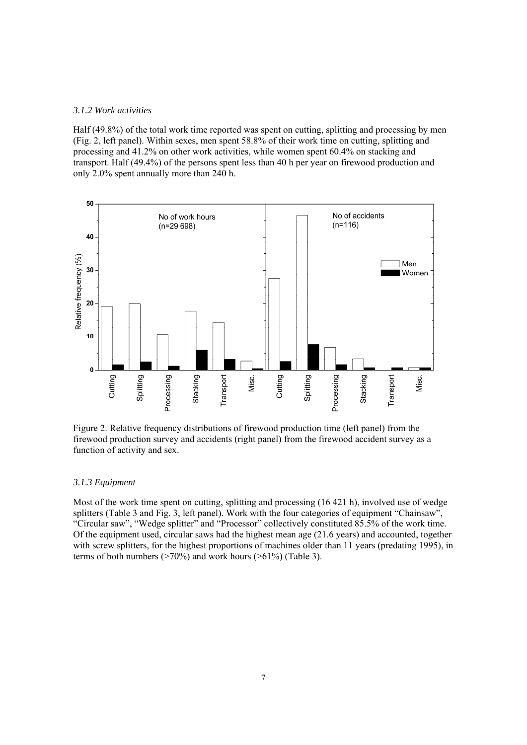### *3.1.2 Work activities*

Half (49.8%) of the total work time reported was spent on cutting, splitting and processing by men (Fig. 2, left panel). Within sexes, men spent 58.8% of their work time on cutting, splitting and processing and 41.2% on other work activities, while women spent 60.4% on stacking and transport. Half (49.4%) of the persons spent less than 40 h per year on firewood production and only 2.0% spent annually more than 240 h.

Figure 2. Relative frequency distributions of firewood production time (left panel) from the firewood production survey and accidents (right panel) from the firewood accident survey as a function of activity and sex.

### *3.1.3 Equipment*

Most of the work time spent on cutting, splitting and processing (16 421 h), involved use of wedge splitters (Table 3 and Fig. 3, left panel). Work with the four categories of equipment "Chainsaw", "Circular saw", "Wedge splitter" and "Processor" collectively constituted 85.5% of the work time. Of the equipment used, circular saws had the highest mean age (21.6 years) and accounted, together with screw splitters, for the highest proportions of machines older than 11 years (predating 1995), in terms of both numbers (>70%) and work hours (>61%) (Table 3).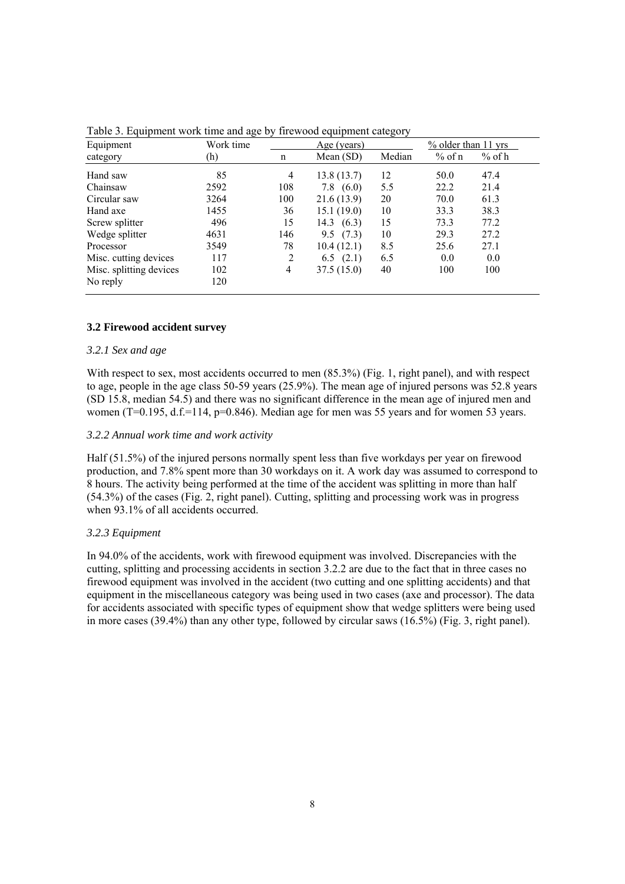Table 3. Equipment work time and age by firewood equipment category

| Equipment category | Work time (h) | Age (years) | | | % older than 11 yrs | |
|---|---|---|---|---|---|---|
| | | n | Mean (SD) | Median | % of n | % of h |
| Hand saw | 85 | 4 | 13.8 (13.7) | 12 | 50.0 | 47.4 |
| Chainsaw | 2592 | 108 | 7.8 (6.0) | 5.5 | 22.2 | 21.4 |
| Circular saw | 3264 | 100 | 21.6 (13.9) | 20 | 70.0 | 61.3 |
| Hand axe | 1455 | 36 | 15.1 (19.0) | 10 | 33.3 | 38.3 |
| Screw splitter | 496 | 15 | 14.3 (6.3) | 15 | 73.3 | 77.2 |
| Wedge splitter | 4631 | 146 | 9.5 (7.3) | 10 | 29.3 | 27.2 |
| Processor | 3549 | 78 | 10.4 (12.1) | 8.5 | 25.6 | 27.1 |
| Misc. cutting devices | 117 | 2 | 6.5 (2.1) | 6.5 | 0.0 | 0.0 |
| Misc. splitting devices | 102 | 4 | 37.5 (15.0) | 40 | 100 | 100 |
| No reply | 120 | | | | | |

### 3.2 Firewood accident survey

#### *3.2.1 Sex and age*

With respect to sex, most accidents occurred to men (85.3%) (Fig. 1, right panel), and with respect to age, people in the age class 50-59 years (25.9%). The mean age of injured persons was 52.8 years (SD 15.8, median 54.5) and there was no significant difference in the mean age of injured men and women ($T=0.195$, $d.f.=114$, $p=0.846$). Median age for men was 55 years and for women 53 years.

#### *3.2.2 Annual work time and work activity*

Half (51.5%) of the injured persons normally spent less than five workdays per year on firewood production, and 7.8% spent more than 30 workdays on it. A work day was assumed to correspond to 8 hours. The activity being performed at the time of the accident was splitting in more than half (54.3%) of the cases (Fig. 2, right panel). Cutting, splitting and processing work was in progress when 93.1% of all accidents occurred.

#### *3.2.3 Equipment*

In 94.0% of the accidents, work with firewood equipment was involved. Discrepancies with the cutting, splitting and processing accidents in section 3.2.2 are due to the fact that in three cases no firewood equipment was involved in the accident (two cutting and one splitting accidents) and that equipment in the miscellaneous category was being used in two cases (axe and processor). The data for accidents associated with specific types of equipment show that wedge splitters were being used in more cases (39.4%) than any other type, followed by circular saws (16.5%) (Fig. 3, right panel).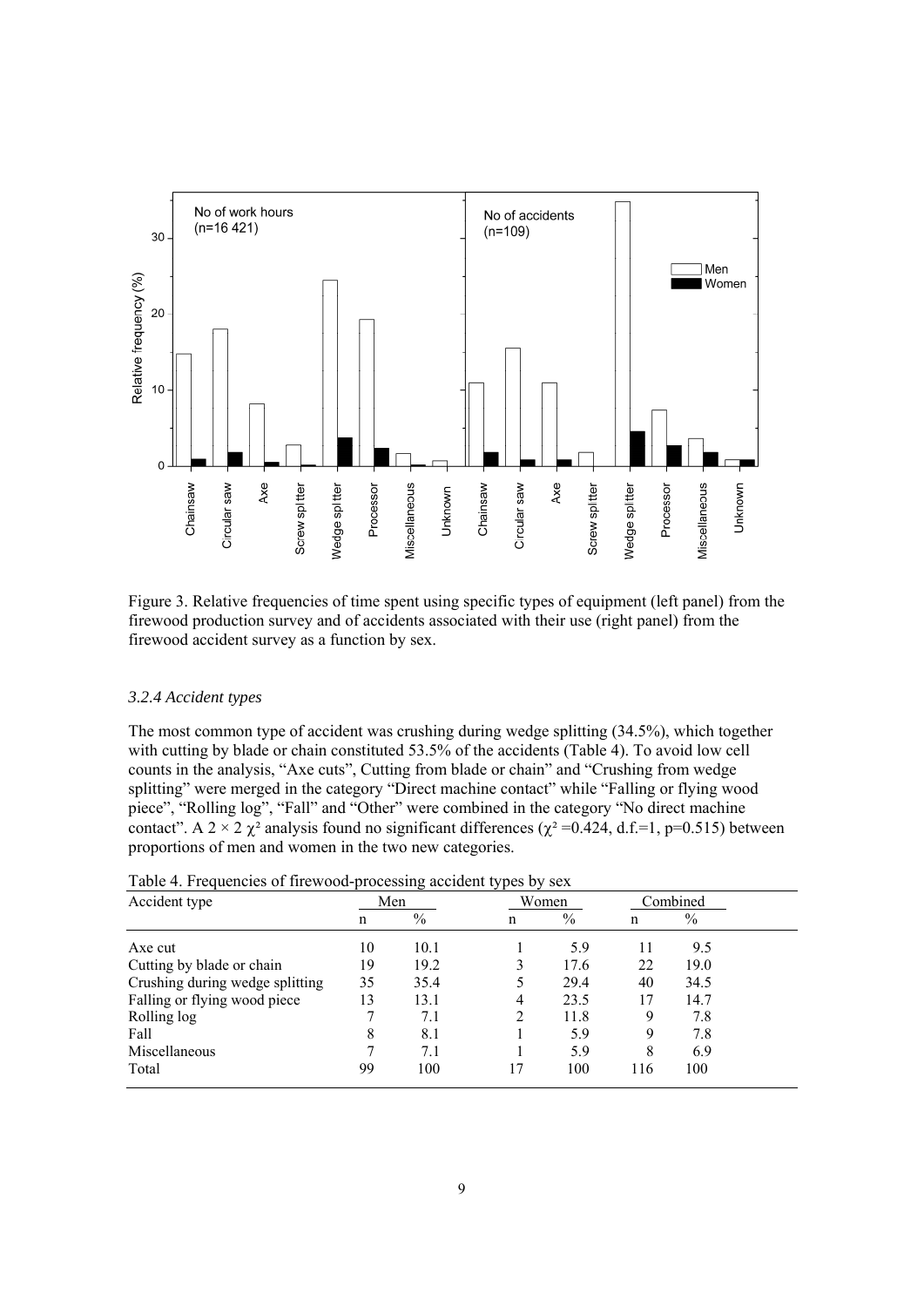Figure 3. Relative frequencies of time spent using specific types of equipment (left panel) from the firewood production survey and of accidents associated with their use (right panel) from the firewood accident survey as a function by sex.

### *3.2.4 Accident types*

The most common type of accident was crushing during wedge splitting (34.5%), which together with cutting by blade or chain constituted 53.5% of the accidents (Table 4). To avoid low cell counts in the analysis, "Axe cuts", Cutting from blade or chain" and "Crushing from wedge splitting" were merged in the category "Direct machine contact" while "Falling or flying wood piece", "Rolling log", "Fall" and "Other" were combined in the category "No direct machine contact". A $2 \times 2$ $\chi^2$ analysis found no significant differences ($\chi^2 = 0.424$, d.f.=1, p=0.515) between proportions of men and women in the two new categories.

Table 4. Frequencies of firewood-processing accident types by sex

| Accident type | Men | | Women | | Combined | |
|---|---|---|---|---|---|---|
| | n | % | n | % | n | % |
| Axe cut | 10 | 10.1 | 1 | 5.9 | 11 | 9.5 |
| Cutting by blade or chain | 19 | 19.2 | 3 | 17.6 | 22 | 19.0 |
| Crushing during wedge splitting | 35 | 35.4 | 5 | 29.4 | 40 | 34.5 |
| Falling or flying wood piece | 13 | 13.1 | 4 | 23.5 | 17 | 14.7 |
| Rolling log | 7 | 7.1 | 2 | 11.8 | 9 | 7.8 |
| Fall | 8 | 8.1 | 1 | 5.9 | 9 | 7.8 |
| Miscellaneous | 7 | 7.1 | 1 | 5.9 | 8 | 6.9 |
| Total | 99 | 100 | 17 | 100 | 116 | 100 |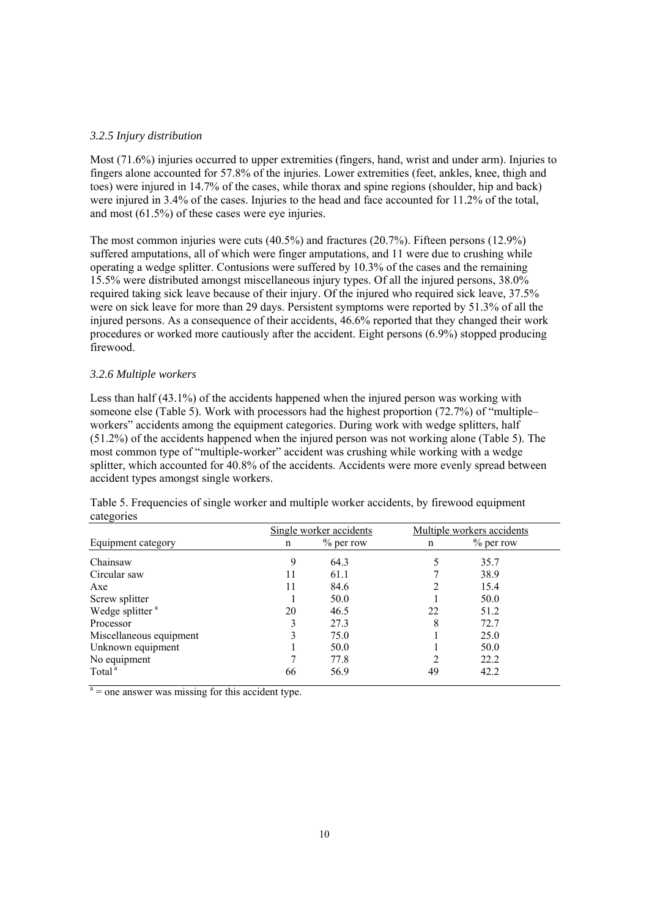### *3.2.5 Injury distribution*

Most (71.6%) injuries occurred to upper extremities (fingers, hand, wrist and under arm). Injuries to fingers alone accounted for 57.8% of the injuries. Lower extremities (feet, ankles, knee, thigh and toes) were injured in 14.7% of the cases, while thorax and spine regions (shoulder, hip and back) were injured in 3.4% of the cases. Injuries to the head and face accounted for 11.2% of the total, and most (61.5%) of these cases were eye injuries.

The most common injuries were cuts (40.5%) and fractures (20.7%). Fifteen persons (12.9%) suffered amputations, all of which were finger amputations, and 11 were due to crushing while operating a wedge splitter. Contusions were suffered by 10.3% of the cases and the remaining 15.5% were distributed amongst miscellaneous injury types. Of all the injured persons, 38.0% required taking sick leave because of their injury. Of the injured who required sick leave, 37.5% were on sick leave for more than 29 days. Persistent symptoms were reported by 51.3% of all the injured persons. As a consequence of their accidents, 46.6% reported that they changed their work procedures or worked more cautiously after the accident. Eight persons (6.9%) stopped producing firewood.

### *3.2.6 Multiple workers*

Less than half (43.1%) of the accidents happened when the injured person was working with someone else (Table 5). Work with processors had the highest proportion (72.7%) of "multiple–workers" accidents among the equipment categories. During work with wedge splitters, half (51.2%) of the accidents happened when the injured person was not working alone (Table 5). The most common type of "multiple-worker" accident was crushing while working with a wedge splitter, which accounted for 40.8% of the accidents. Accidents were more evenly spread between accident types amongst single workers.

Table 5. Frequencies of single worker and multiple worker accidents, by firewood equipment categories

| | Single worker accidents | | Multiple workers accidents | |
|---|---|---|---|---|
| Equipment category | n | % per row | n | % per row |
| Chainsaw | 9 | 64.3 | 5 | 35.7 |
| Circular saw | 11 | 61.1 | 7 | 38.9 |
| Axe | 11 | 84.6 | 2 | 15.4 |
| Screw splitter | 1 | 50.0 | 1 | 50.0 |
| Wedge splitter [a] | 20 | 46.5 | 22 | 51.2 |
| Processor | 3 | 27.3 | 8 | 72.7 |
| Miscellaneous equipment | 3 | 75.0 | 1 | 25.0 |
| Unknown equipment | 1 | 50.0 | 1 | 50.0 |
| No equipment | 7 | 77.8 | 2 | 22.2 |
| Total [a] | 66 | 56.9 | 49 | 42.2 |

[a] = one answer was missing for this accident type.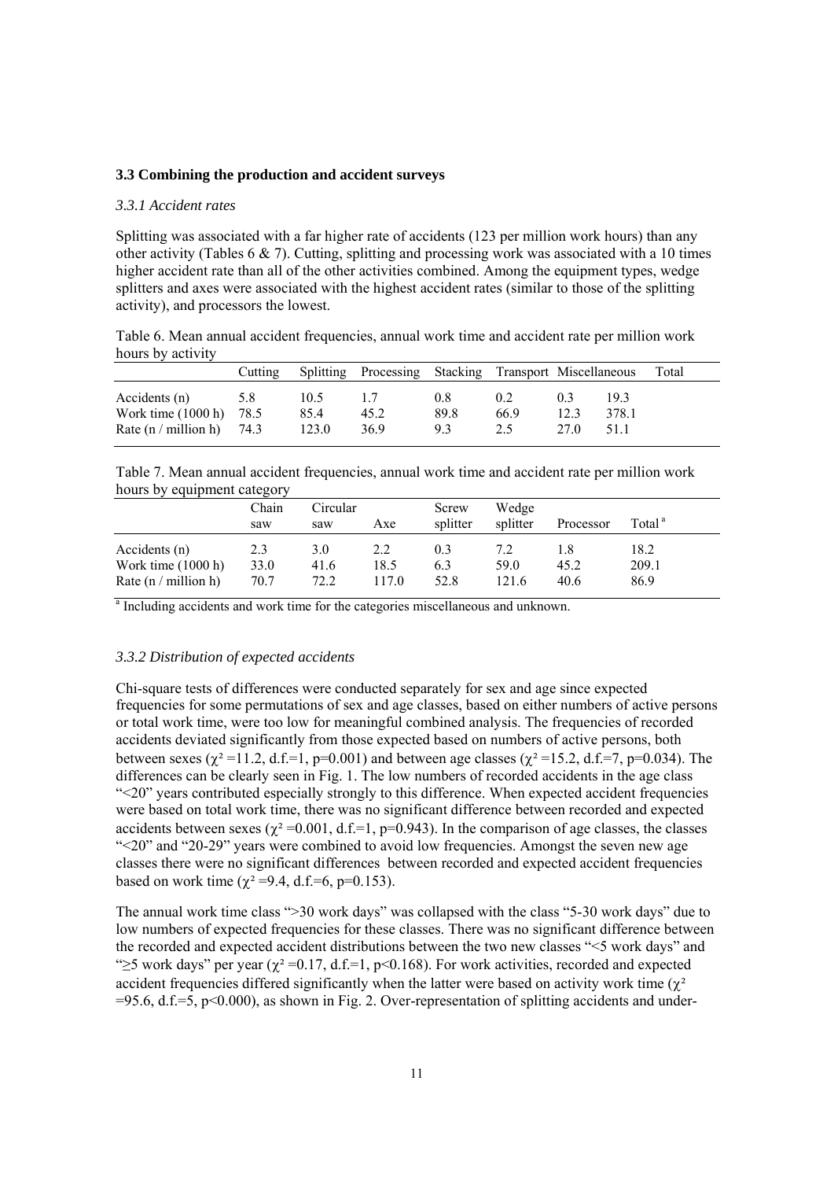### 3.3 Combining the production and accident surveys

#### *3.3.1 Accident rates*

Splitting was associated with a far higher rate of accidents (123 per million work hours) than any other activity (Tables 6 & 7). Cutting, splitting and processing work was associated with a 10 times higher accident rate than all of the other activities combined. Among the equipment types, wedge splitters and axes were associated with the highest accident rates (similar to those of the splitting activity), and processors the lowest.

Table 6. Mean annual accident frequencies, annual work time and accident rate per million work hours by activity

| | Cutting | Splitting | Processing | Stacking | Transport | Miscellaneous | Total |
|---|---|---|---|---|---|---|---|
| Accidents (n) | 5.8 | 10.5 | 1.7 | 0.8 | 0.2 | 0.3 | 19.3 |
| Work time (1000 h) | 78.5 | 85.4 | 45.2 | 89.8 | 66.9 | 12.3 | 378.1 |
| Rate (n / million h) | 74.3 | 123.0 | 36.9 | 9.3 | 2.5 | 27.0 | 51.1 |

Table 7. Mean annual accident frequencies, annual work time and accident rate per million work hours by equipment category

| | Chain saw | Circular saw | Axe | Screw splitter | Wedge splitter | Processor | Total [a] |
|---|---|---|---|---|---|---|---|
| Accidents (n) | 2.3 | 3.0 | 2.2 | 0.3 | 7.2 | 1.8 | 18.2 |
| Work time (1000 h) | 33.0 | 41.6 | 18.5 | 6.3 | 59.0 | 45.2 | 209.1 |
| Rate (n / million h) | 70.7 | 72.2 | 117.0 | 52.8 | 121.6 | 40.6 | 86.9 |

[a] Including accidents and work time for the categories miscellaneous and unknown.

#### *3.3.2 Distribution of expected accidents*

Chi-square tests of differences were conducted separately for sex and age since expected frequencies for some permutations of sex and age classes, based on either numbers of active persons or total work time, were too low for meaningful combined analysis. The frequencies of recorded accidents deviated significantly from those expected based on numbers of active persons, both between sexes ($\chi^2$ =11.2, d.f.=1, p=0.001) and between age classes ($\chi^2$ =15.2, d.f.=7, p=0.034). The differences can be clearly seen in Fig. 1. The low numbers of recorded accidents in the age class "<20" years contributed especially strongly to this difference. When expected accident frequencies were based on total work time, there was no significant difference between recorded and expected accidents between sexes ($\chi^2$ =0.001, d.f.=1, p=0.943). In the comparison of age classes, the classes "<20" and "20-29" years were combined to avoid low frequencies. Amongst the seven new age classes there were no significant differences between recorded and expected accident frequencies based on work time ($\chi^2$ =9.4, d.f.=6, p=0.153).

The annual work time class ">30 work days" was collapsed with the class "5-30 work days" due to low numbers of expected frequencies for these classes. There was no significant difference between the recorded and expected accident distributions between the two new classes "<5 work days" and "≥5 work days" per year ($\chi^2$ =0.17, d.f.=1, p<0.168). For work activities, recorded and expected accident frequencies differed significantly when the latter were based on activity work time ($\chi^2$ =95.6, d.f.=5, p<0.000), as shown in Fig. 2. Over-representation of splitting accidents and under-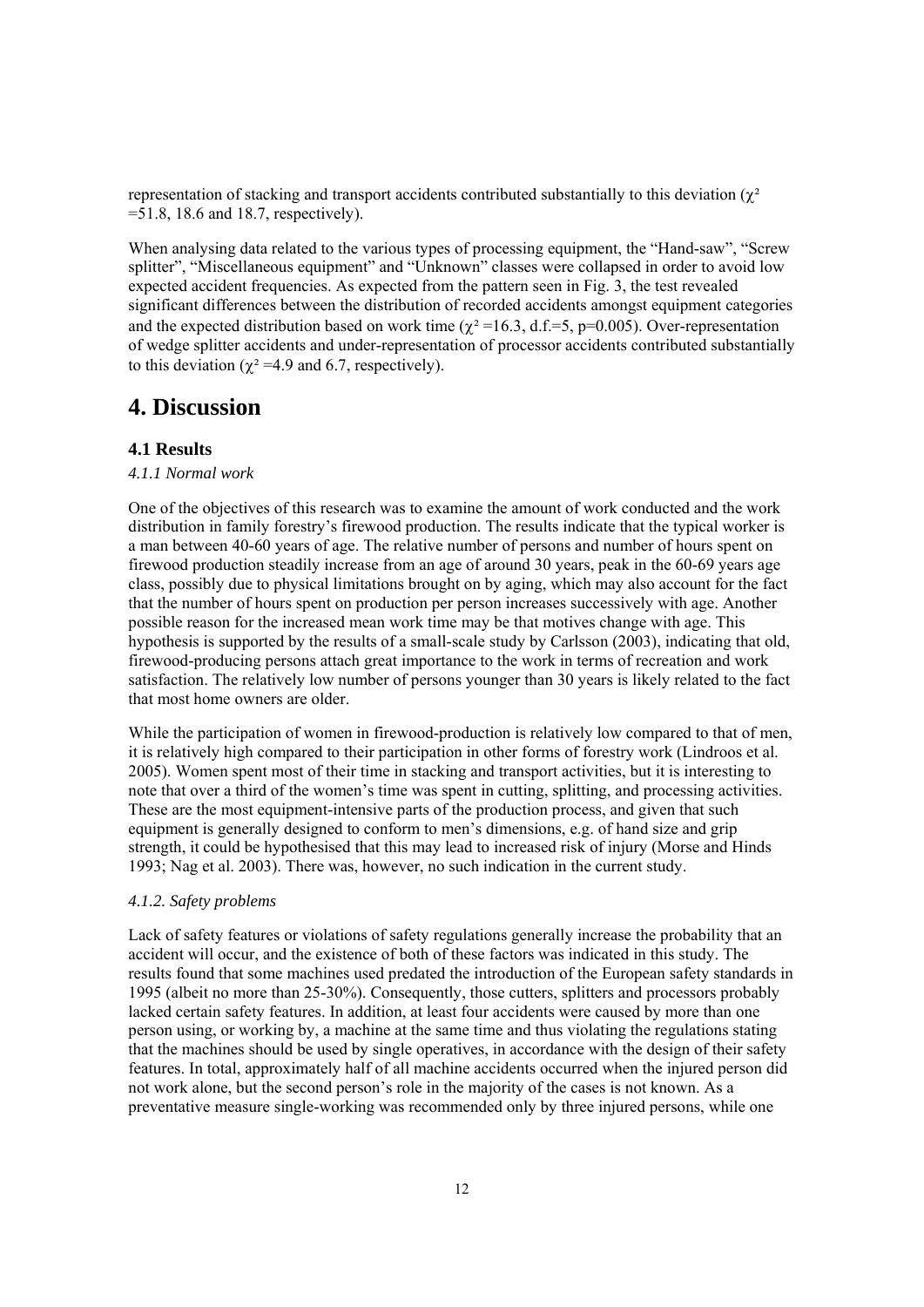representation of stacking and transport accidents contributed substantially to this deviation ($\chi^2$ =51.8, 18.6 and 18.7, respectively).

When analysing data related to the various types of processing equipment, the "Hand-saw", "Screw splitter", "Miscellaneous equipment" and "Unknown" classes were collapsed in order to avoid low expected accident frequencies. As expected from the pattern seen in Fig. 3, the test revealed significant differences between the distribution of recorded accidents amongst equipment categories and the expected distribution based on work time ($\chi^2$ =16.3, d.f.=5, p=0.005). Over-representation of wedge splitter accidents and under-representation of processor accidents contributed substantially to this deviation ($\chi^2$ =4.9 and 6.7, respectively).

# 4. Discussion

## 4.1 Results

### *4.1.1 Normal work*

One of the objectives of this research was to examine the amount of work conducted and the work distribution in family forestry's firewood production. The results indicate that the typical worker is a man between 40-60 years of age. The relative number of persons and number of hours spent on firewood production steadily increase from an age of around 30 years, peak in the 60-69 years age class, possibly due to physical limitations brought on by aging, which may also account for the fact that the number of hours spent on production per person increases successively with age. Another possible reason for the increased mean work time may be that motives change with age. This hypothesis is supported by the results of a small-scale study by Carlsson (2003), indicating that old, firewood-producing persons attach great importance to the work in terms of recreation and work satisfaction. The relatively low number of persons younger than 30 years is likely related to the fact that most home owners are older.

While the participation of women in firewood-production is relatively low compared to that of men, it is relatively high compared to their participation in other forms of forestry work (Lindroos et al. 2005). Women spent most of their time in stacking and transport activities, but it is interesting to note that over a third of the women's time was spent in cutting, splitting, and processing activities. These are the most equipment-intensive parts of the production process, and given that such equipment is generally designed to conform to men's dimensions, e.g. of hand size and grip strength, it could be hypothesised that this may lead to increased risk of injury (Morse and Hinds 1993; Nag et al. 2003). There was, however, no such indication in the current study.

### *4.1.2. Safety problems*

Lack of safety features or violations of safety regulations generally increase the probability that an accident will occur, and the existence of both of these factors was indicated in this study. The results found that some machines used predated the introduction of the European safety standards in 1995 (albeit no more than 25-30%). Consequently, those cutters, splitters and processors probably lacked certain safety features. In addition, at least four accidents were caused by more than one person using, or working by, a machine at the same time and thus violating the regulations stating that the machines should be used by single operatives, in accordance with the design of their safety features. In total, approximately half of all machine accidents occurred when the injured person did not work alone, but the second person's role in the majority of the cases is not known. As a preventative measure single-working was recommended only by three injured persons, while one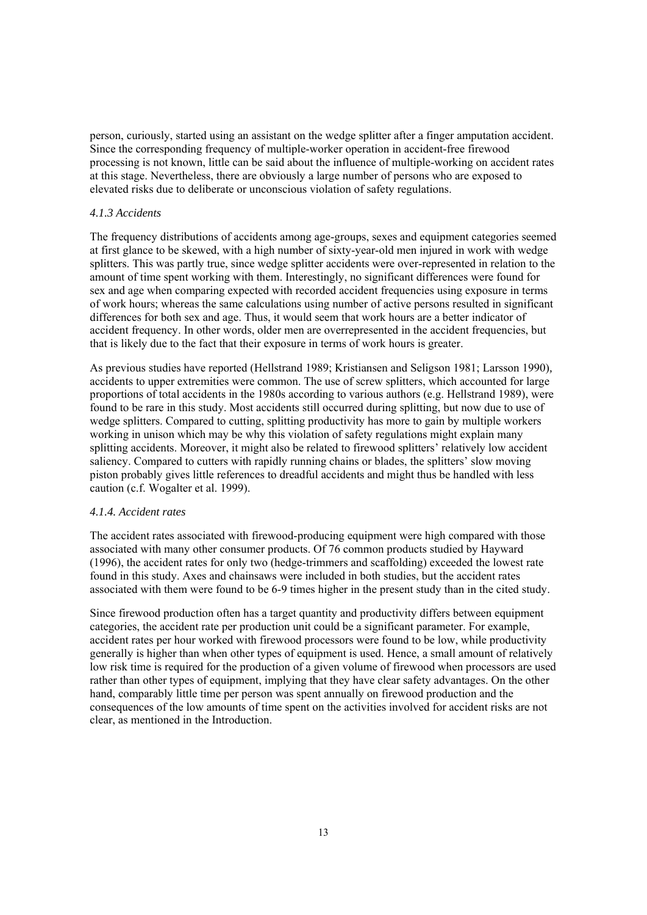person, curiously, started using an assistant on the wedge splitter after a finger amputation accident. Since the corresponding frequency of multiple-worker operation in accident-free firewood processing is not known, little can be said about the influence of multiple-working on accident rates at this stage. Nevertheless, there are obviously a large number of persons who are exposed to elevated risks due to deliberate or unconscious violation of safety regulations.

#### *4.1.3 Accidents*

The frequency distributions of accidents among age-groups, sexes and equipment categories seemed at first glance to be skewed, with a high number of sixty-year-old men injured in work with wedge splitters. This was partly true, since wedge splitter accidents were over-represented in relation to the amount of time spent working with them. Interestingly, no significant differences were found for sex and age when comparing expected with recorded accident frequencies using exposure in terms of work hours; whereas the same calculations using number of active persons resulted in significant differences for both sex and age. Thus, it would seem that work hours are a better indicator of accident frequency. In other words, older men are overrepresented in the accident frequencies, but that is likely due to the fact that their exposure in terms of work hours is greater.

As previous studies have reported (Hellstrand 1989; Kristiansen and Seligson 1981; Larsson 1990), accidents to upper extremities were common. The use of screw splitters, which accounted for large proportions of total accidents in the 1980s according to various authors (e.g. Hellstrand 1989), were found to be rare in this study. Most accidents still occurred during splitting, but now due to use of wedge splitters. Compared to cutting, splitting productivity has more to gain by multiple workers working in unison which may be why this violation of safety regulations might explain many splitting accidents. Moreover, it might also be related to firewood splitters' relatively low accident saliency. Compared to cutters with rapidly running chains or blades, the splitters' slow moving piston probably gives little references to dreadful accidents and might thus be handled with less caution (c.f. Wogalter et al. 1999).

#### *4.1.4. Accident rates*

The accident rates associated with firewood-producing equipment were high compared with those associated with many other consumer products. Of 76 common products studied by Hayward (1996), the accident rates for only two (hedge-trimmers and scaffolding) exceeded the lowest rate found in this study. Axes and chainsaws were included in both studies, but the accident rates associated with them were found to be 6-9 times higher in the present study than in the cited study.

Since firewood production often has a target quantity and productivity differs between equipment categories, the accident rate per production unit could be a significant parameter. For example, accident rates per hour worked with firewood processors were found to be low, while productivity generally is higher than when other types of equipment is used. Hence, a small amount of relatively low risk time is required for the production of a given volume of firewood when processors are used rather than other types of equipment, implying that they have clear safety advantages. On the other hand, comparably little time per person was spent annually on firewood production and the consequences of the low amounts of time spent on the activities involved for accident risks are not clear, as mentioned in the Introduction.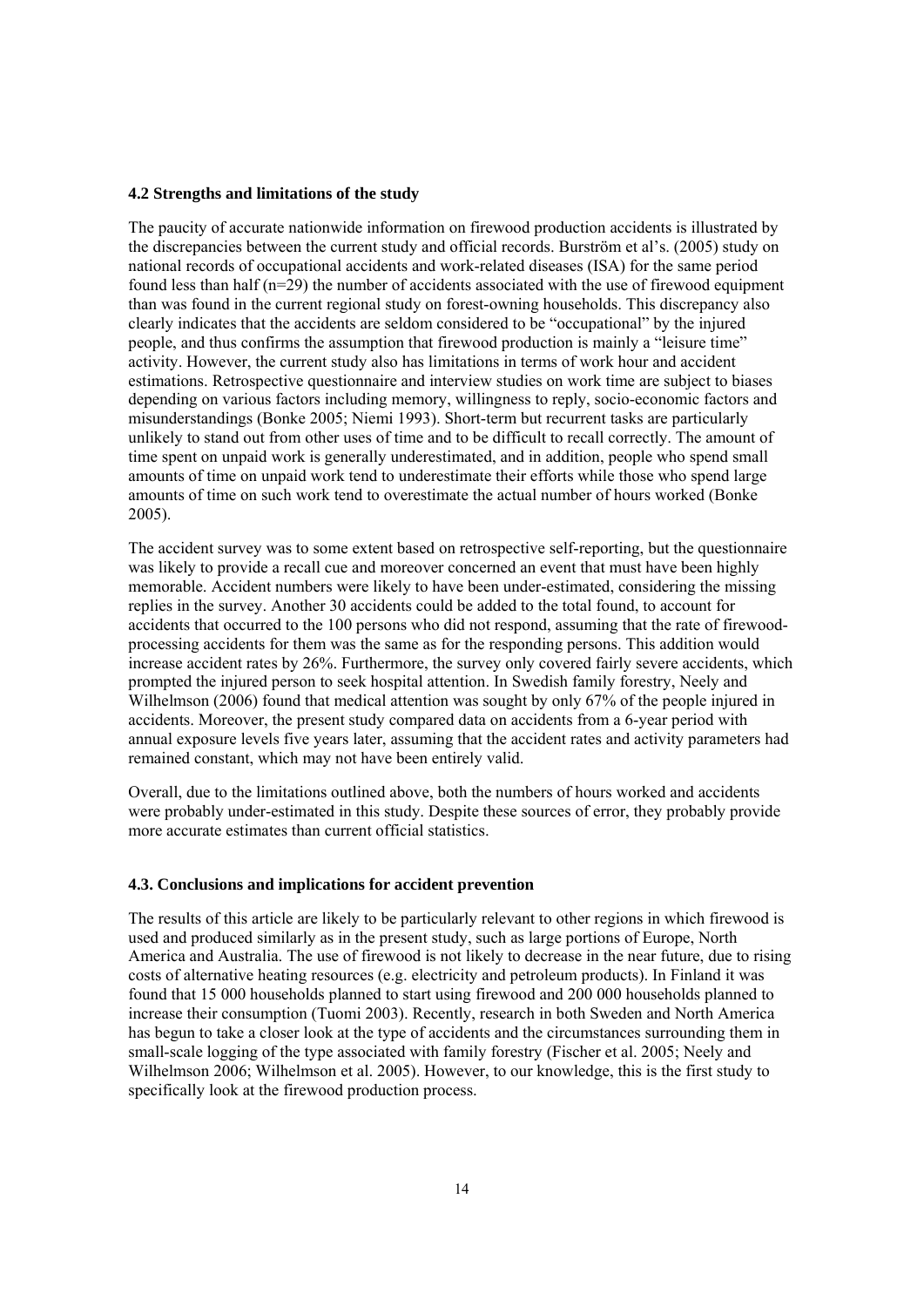### 4.2 Strengths and limitations of the study

The paucity of accurate nationwide information on firewood production accidents is illustrated by the discrepancies between the current study and official records. Burström et al's. (2005) study on national records of occupational accidents and work-related diseases (ISA) for the same period found less than half (n=29) the number of accidents associated with the use of firewood equipment than was found in the current regional study on forest-owning households. This discrepancy also clearly indicates that the accidents are seldom considered to be "occupational" by the injured people, and thus confirms the assumption that firewood production is mainly a "leisure time" activity. However, the current study also has limitations in terms of work hour and accident estimations. Retrospective questionnaire and interview studies on work time are subject to biases depending on various factors including memory, willingness to reply, socio-economic factors and misunderstandings (Bonke 2005; Niemi 1993). Short-term but recurrent tasks are particularly unlikely to stand out from other uses of time and to be difficult to recall correctly. The amount of time spent on unpaid work is generally underestimated, and in addition, people who spend small amounts of time on unpaid work tend to underestimate their efforts while those who spend large amounts of time on such work tend to overestimate the actual number of hours worked (Bonke 2005).

The accident survey was to some extent based on retrospective self-reporting, but the questionnaire was likely to provide a recall cue and moreover concerned an event that must have been highly memorable. Accident numbers were likely to have been under-estimated, considering the missing replies in the survey. Another 30 accidents could be added to the total found, to account for accidents that occurred to the 100 persons who did not respond, assuming that the rate of firewood-processing accidents for them was the same as for the responding persons. This addition would increase accident rates by 26%. Furthermore, the survey only covered fairly severe accidents, which prompted the injured person to seek hospital attention. In Swedish family forestry, Neely and Wilhelmson (2006) found that medical attention was sought by only 67% of the people injured in accidents. Moreover, the present study compared data on accidents from a 6-year period with annual exposure levels five years later, assuming that the accident rates and activity parameters had remained constant, which may not have been entirely valid.

Overall, due to the limitations outlined above, both the numbers of hours worked and accidents were probably under-estimated in this study. Despite these sources of error, they probably provide more accurate estimates than current official statistics.

### 4.3. Conclusions and implications for accident prevention

The results of this article are likely to be particularly relevant to other regions in which firewood is used and produced similarly as in the present study, such as large portions of Europe, North America and Australia. The use of firewood is not likely to decrease in the near future, due to rising costs of alternative heating resources (e.g. electricity and petroleum products). In Finland it was found that 15 000 households planned to start using firewood and 200 000 households planned to increase their consumption (Tuomi 2003). Recently, research in both Sweden and North America has begun to take a closer look at the type of accidents and the circumstances surrounding them in small-scale logging of the type associated with family forestry (Fischer et al. 2005; Neely and Wilhelmson 2006; Wilhelmson et al. 2005). However, to our knowledge, this is the first study to specifically look at the firewood production process.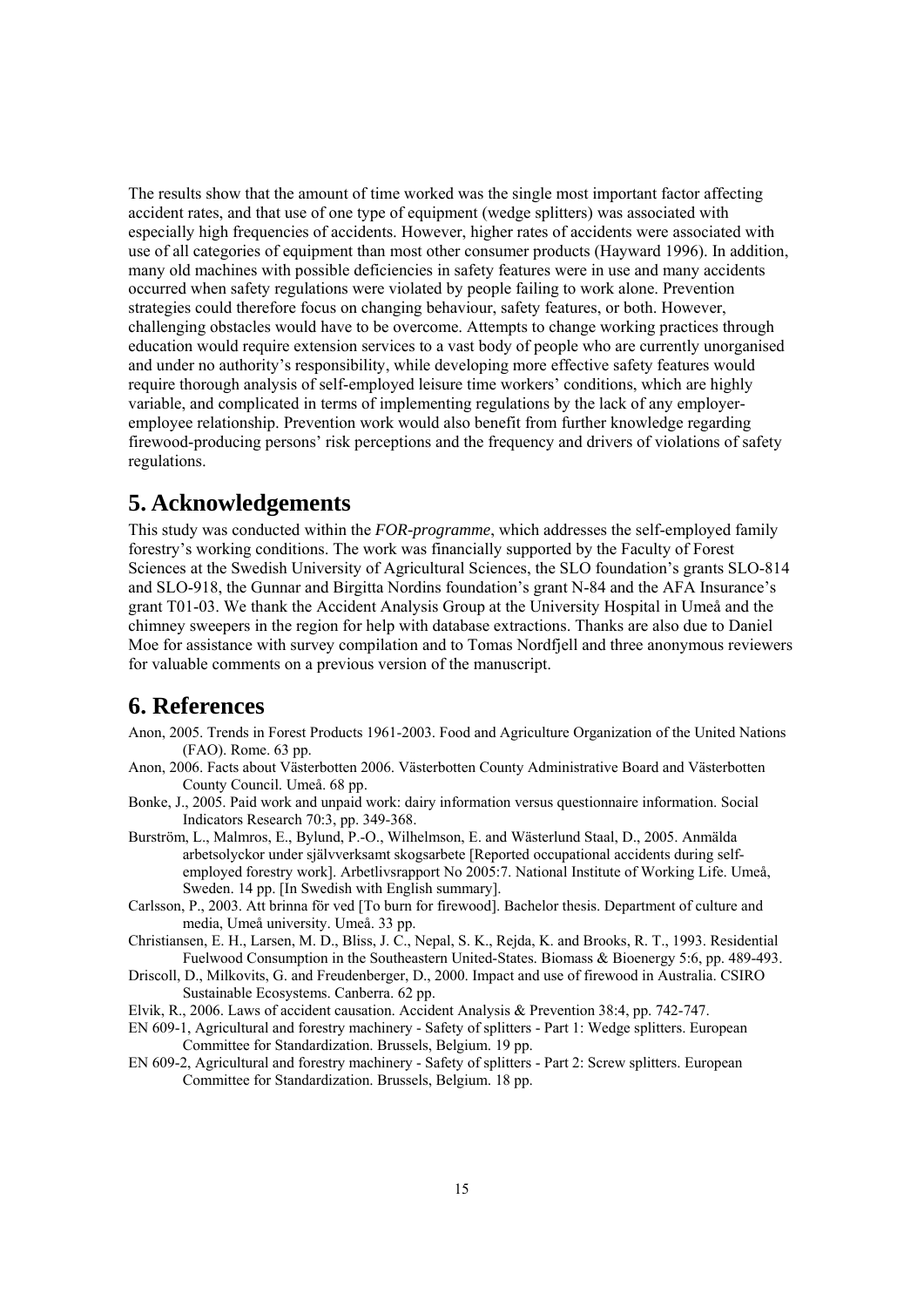The results show that the amount of time worked was the single most important factor affecting accident rates, and that use of one type of equipment (wedge splitters) was associated with especially high frequencies of accidents. However, higher rates of accidents were associated with use of all categories of equipment than most other consumer products (Hayward 1996). In addition, many old machines with possible deficiencies in safety features were in use and many accidents occurred when safety regulations were violated by people failing to work alone. Prevention strategies could therefore focus on changing behaviour, safety features, or both. However, challenging obstacles would have to be overcome. Attempts to change working practices through education would require extension services to a vast body of people who are currently unorganised and under no authority's responsibility, while developing more effective safety features would require thorough analysis of self-employed leisure time workers' conditions, which are highly variable, and complicated in terms of implementing regulations by the lack of any employer-employee relationship. Prevention work would also benefit from further knowledge regarding firewood-producing persons' risk perceptions and the frequency and drivers of violations of safety regulations.

# 5. Acknowledgements

This study was conducted within the *FOR-programme*, which addresses the self-employed family forestry's working conditions. The work was financially supported by the Faculty of Forest Sciences at the Swedish University of Agricultural Sciences, the SLO foundation's grants SLO-814 and SLO-918, the Gunnar and Birgitta Nordins foundation's grant N-84 and the AFA Insurance's grant T01-03. We thank the Accident Analysis Group at the University Hospital in Umeå and the chimney sweepers in the region for help with database extractions. Thanks are also due to Daniel Moe for assistance with survey compilation and to Tomas Nordfjell and three anonymous reviewers for valuable comments on a previous version of the manuscript.

# 6. References

Anon, 2005. Trends in Forest Products 1961-2003. Food and Agriculture Organization of the United Nations (FAO). Rome. 63 pp.

Anon, 2006. Facts about Västerbotten 2006. Västerbotten County Administrative Board and Västerbotten County Council. Umeå. 68 pp.

Bonke, J., 2005. Paid work and unpaid work: dairy information versus questionnaire information. Social Indicators Research 70:3, pp. 349-368.

Burström, L., Malmros, E., Bylund, P.-O., Wilhelmson, E. and Wästerlund Staal, D., 2005. Anmälda arbetsolyckor under självverksamt skogsarbete [Reported occupational accidents during self-employed forestry work]. Arbetlivsrapport No 2005:7. National Institute of Working Life. Umeå, Sweden. 14 pp. [In Swedish with English summary].

Carlsson, P., 2003. Att brinna för ved [To burn for firewood]. Bachelor thesis. Department of culture and media, Umeå university. Umeå. 33 pp.

Christiansen, E. H., Larsen, M. D., Bliss, J. C., Nepal, S. K., Rejda, K. and Brooks, R. T., 1993. Residential Fuelwood Consumption in the Southeastern United-States. Biomass & Bioenergy 5:6, pp. 489-493.

Driscoll, D., Milkovits, G. and Freudenberger, D., 2000. Impact and use of firewood in Australia. CSIRO Sustainable Ecosystems. Canberra. 62 pp.

Elvik, R., 2006. Laws of accident causation. Accident Analysis & Prevention 38:4, pp. 742-747.

EN 609-1, Agricultural and forestry machinery - Safety of splitters - Part 1: Wedge splitters. European Committee for Standardization. Brussels, Belgium. 19 pp.

EN 609-2, Agricultural and forestry machinery - Safety of splitters - Part 2: Screw splitters. European Committee for Standardization. Brussels, Belgium. 18 pp.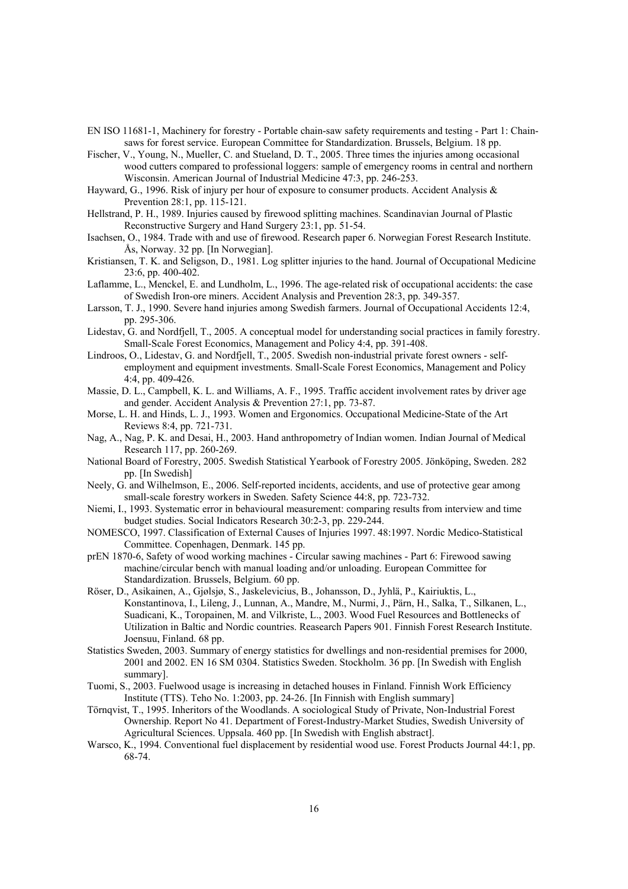EN ISO 11681-1, Machinery for forestry - Portable chain-saw safety requirements and testing - Part 1: Chain-saws for forest service. European Committee for Standardization. Brussels, Belgium. 18 pp.

Fischer, V., Young, N., Mueller, C. and Stueland, D. T., 2005. Three times the injuries among occasional wood cutters compared to professional loggers: sample of emergency rooms in central and northern Wisconsin. American Journal of Industrial Medicine 47:3, pp. 246-253.

Hayward, G., 1996. Risk of injury per hour of exposure to consumer products. Accident Analysis & Prevention 28:1, pp. 115-121.

Hellstrand, P. H., 1989. Injuries caused by firewood splitting machines. Scandinavian Journal of Plastic Reconstructive Surgery and Hand Surgery 23:1, pp. 51-54.

Isachsen, O., 1984. Trade with and use of firewood. Research paper 6. Norwegian Forest Research Institute. Ås, Norway. 32 pp. [In Norwegian].

Kristiansen, T. K. and Seligson, D., 1981. Log splitter injuries to the hand. Journal of Occupational Medicine 23:6, pp. 400-402.

Laflamme, L., Menckel, E. and Lundholm, L., 1996. The age-related risk of occupational accidents: the case of Swedish Iron-ore miners. Accident Analysis and Prevention 28:3, pp. 349-357.

Larsson, T. J., 1990. Severe hand injuries among Swedish farmers. Journal of Occupational Accidents 12:4, pp. 295-306.

Lidestav, G. and Nordfjell, T., 2005. A conceptual model for understanding social practices in family forestry. Small-Scale Forest Economics, Management and Policy 4:4, pp. 391-408.

Lindroos, O., Lidestav, G. and Nordfjell, T., 2005. Swedish non-industrial private forest owners - self-employment and equipment investments. Small-Scale Forest Economics, Management and Policy 4:4, pp. 409-426.

Massie, D. L., Campbell, K. L. and Williams, A. F., 1995. Traffic accident involvement rates by driver age and gender. Accident Analysis & Prevention 27:1, pp. 73-87.

Morse, L. H. and Hinds, L. J., 1993. Women and Ergonomics. Occupational Medicine-State of the Art Reviews 8:4, pp. 721-731.

Nag, A., Nag, P. K. and Desai, H., 2003. Hand anthropometry of Indian women. Indian Journal of Medical Research 117, pp. 260-269.

National Board of Forestry, 2005. Swedish Statistical Yearbook of Forestry 2005. Jönköping, Sweden. 282 pp. [In Swedish]

Neely, G. and Wilhelmson, E., 2006. Self-reported incidents, accidents, and use of protective gear among small-scale forestry workers in Sweden. Safety Science 44:8, pp. 723-732.

Niemi, I., 1993. Systematic error in behavioural measurement: comparing results from interview and time budget studies. Social Indicators Research 30:2-3, pp. 229-244.

NOMESCO, 1997. Classification of External Causes of Injuries 1997. 48:1997. Nordic Medico-Statistical Committee. Copenhagen, Denmark. 145 pp.

prEN 1870-6, Safety of wood working machines - Circular sawing machines - Part 6: Firewood sawing machine/circular bench with manual loading and/or unloading. European Committee for Standardization. Brussels, Belgium. 60 pp.

Röser, D., Asikainen, A., Gjølsjø, S., Jaskelevicius, B., Johansson, D., Jyhlä, P., Kairiuktis, L., Konstantinova, I., Lileng, J., Lunnan, A., Mandre, M., Nurmi, J., Pärn, H., Salka, T., Silkanen, L., Suadicani, K., Toropainen, M. and Vilkriste, L., 2003. Wood Fuel Resources and Bottlenecks of Utilization in Baltic and Nordic countries. Reasearch Papers 901. Finnish Forest Research Institute. Joensuu, Finland. 68 pp.

Statistics Sweden, 2003. Summary of energy statistics for dwellings and non-residential premises for 2000, 2001 and 2002. EN 16 SM 0304. Statistics Sweden. Stockholm. 36 pp. [In Swedish with English summary].

Tuomi, S., 2003. Fuelwood usage is increasing in detached houses in Finland. Finnish Work Efficiency Institute (TTS). Teho No. 1:2003, pp. 24-26. [In Finnish with English summary]

Törnqvist, T., 1995. Inheritors of the Woodlands. A sociological Study of Private, Non-Industrial Forest Ownership. Report No 41. Department of Forest-Industry-Market Studies, Swedish University of Agricultural Sciences. Uppsala. 460 pp. [In Swedish with English abstract].

Warsco, K., 1994. Conventional fuel displacement by residential wood use. Forest Products Journal 44:1, pp. 68-74.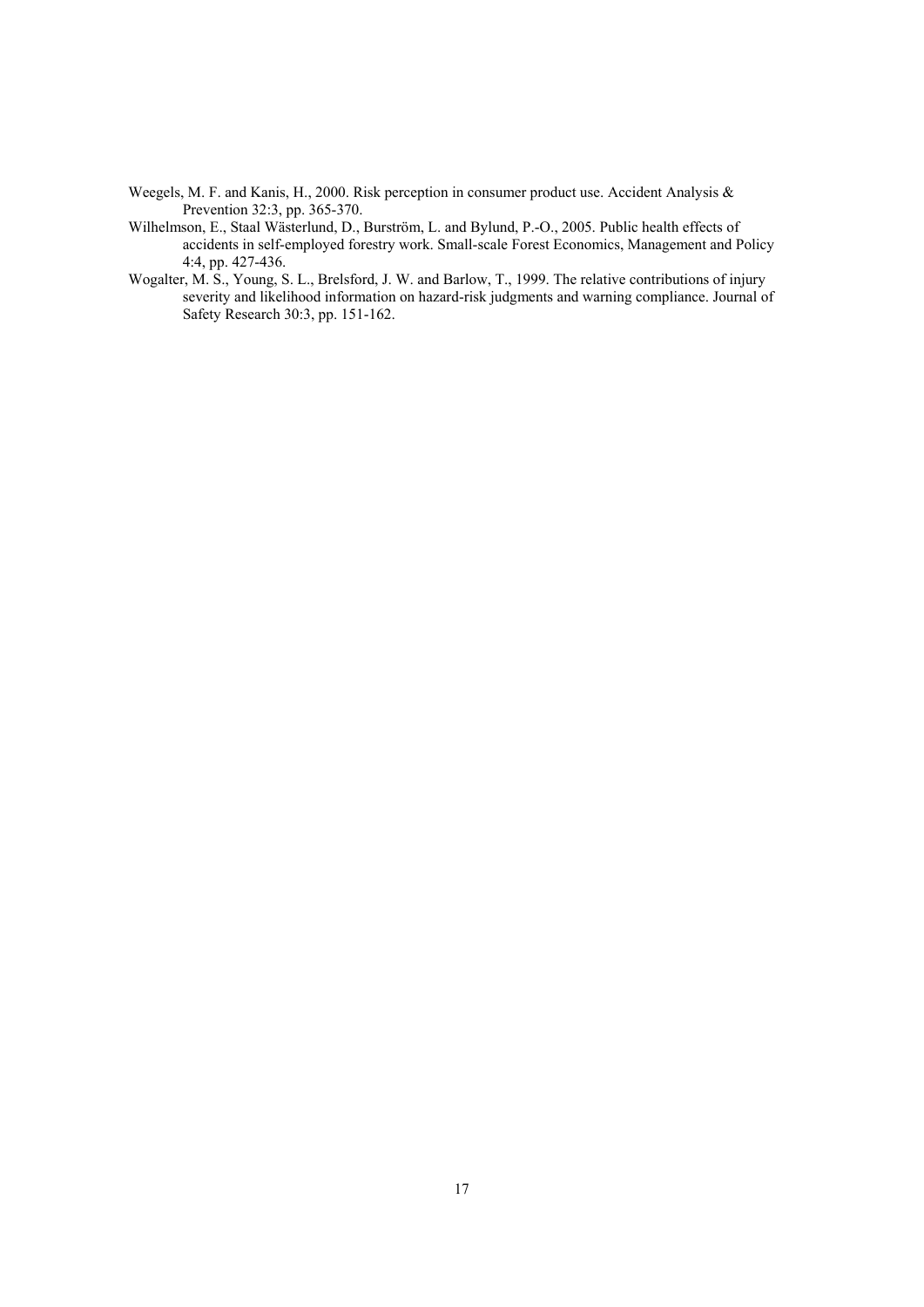Weegels, M. F. and Kanis, H., 2000. Risk perception in consumer product use. Accident Analysis & Prevention 32:3, pp. 365-370.

Wilhelmson, E., Staal Wästerlund, D., Burström, L. and Bylund, P.-O., 2005. Public health effects of accidents in self-employed forestry work. Small-scale Forest Economics, Management and Policy 4:4, pp. 427-436.

Wogalter, M. S., Young, S. L., Brelsford, J. W. and Barlow, T., 1999. The relative contributions of injury severity and likelihood information on hazard-risk judgments and warning compliance. Journal of Safety Research 30:3, pp. 151-162.